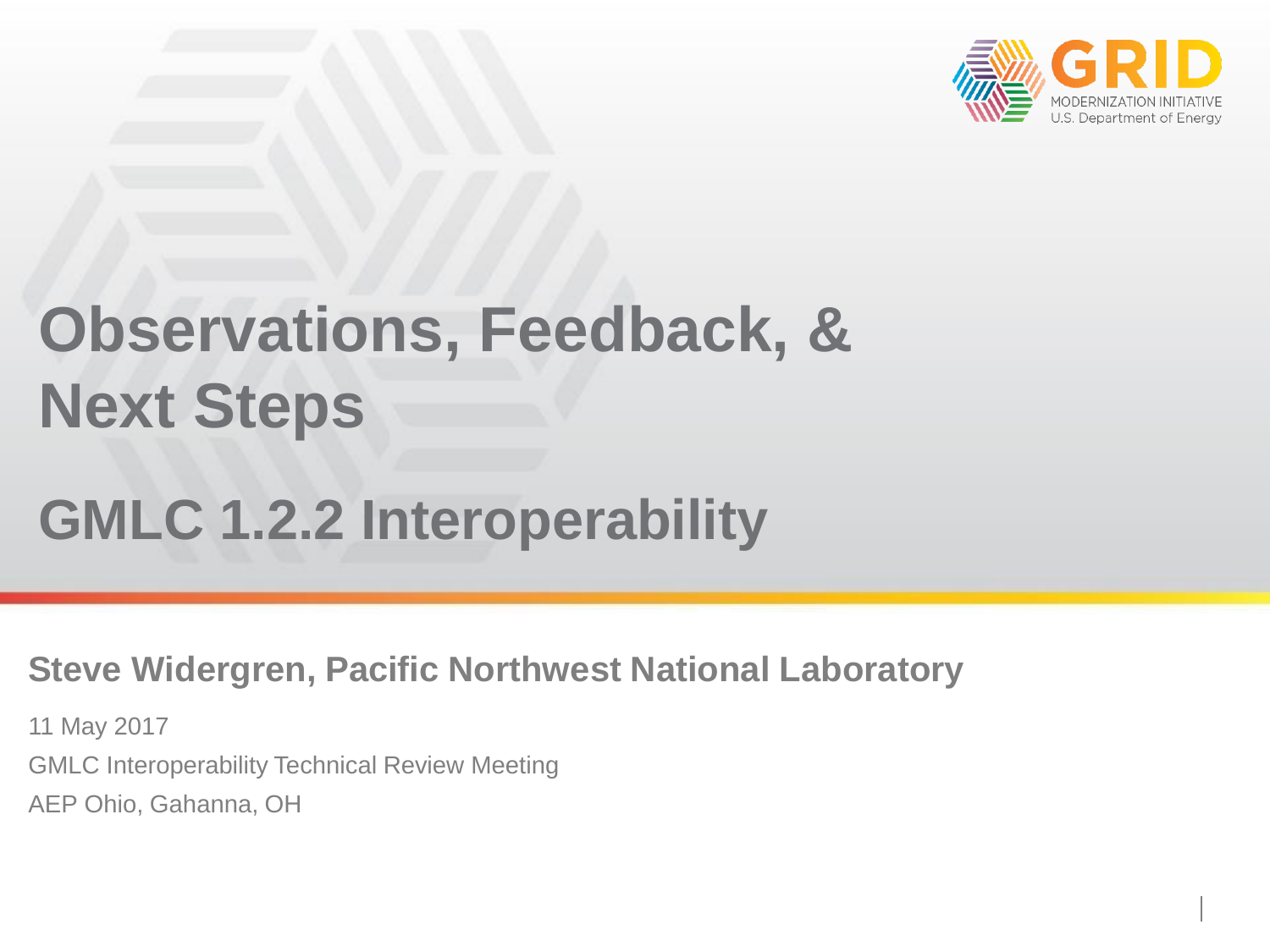GRID MODERNIZATION INITIATIVE
U.S. Department of Energy

# Observations, Feedback, & Next Steps

## GMLC 1.2.2 Interoperability

**Steve Widergren, Pacific Northwest National Laboratory**

11 May 2017

GMLC Interoperability Technical Review Meeting

AEP Ohio, Gahanna, OH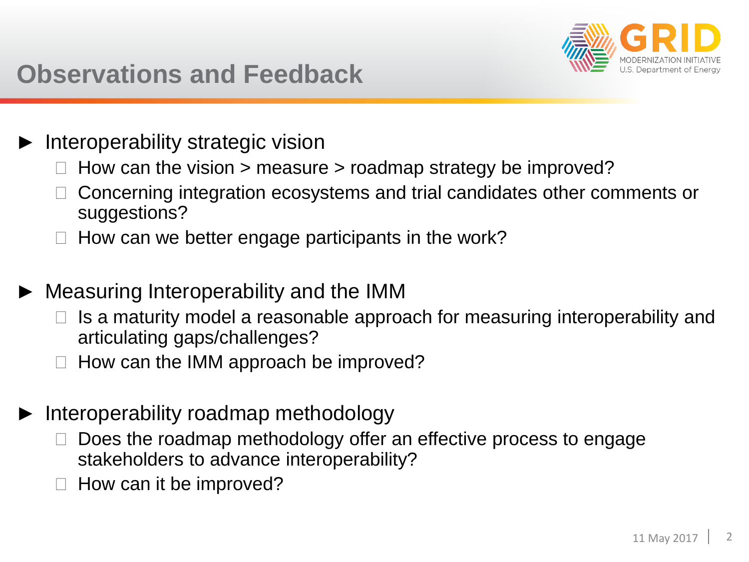# Observations and Feedback

- Interoperability strategic vision
  - How can the vision > measure > roadmap strategy be improved?
  - Concerning integration ecosystems and trial candidates other comments or suggestions?
  - How can we better engage participants in the work?
- Measuring Interoperability and the IMM
  - Is a maturity model a reasonable approach for measuring interoperability and articulating gaps/challenges?
  - How can the IMM approach be improved?
- Interoperability roadmap methodology
  - Does the roadmap methodology offer an effective process to engage stakeholders to advance interoperability?
  - How can it be improved?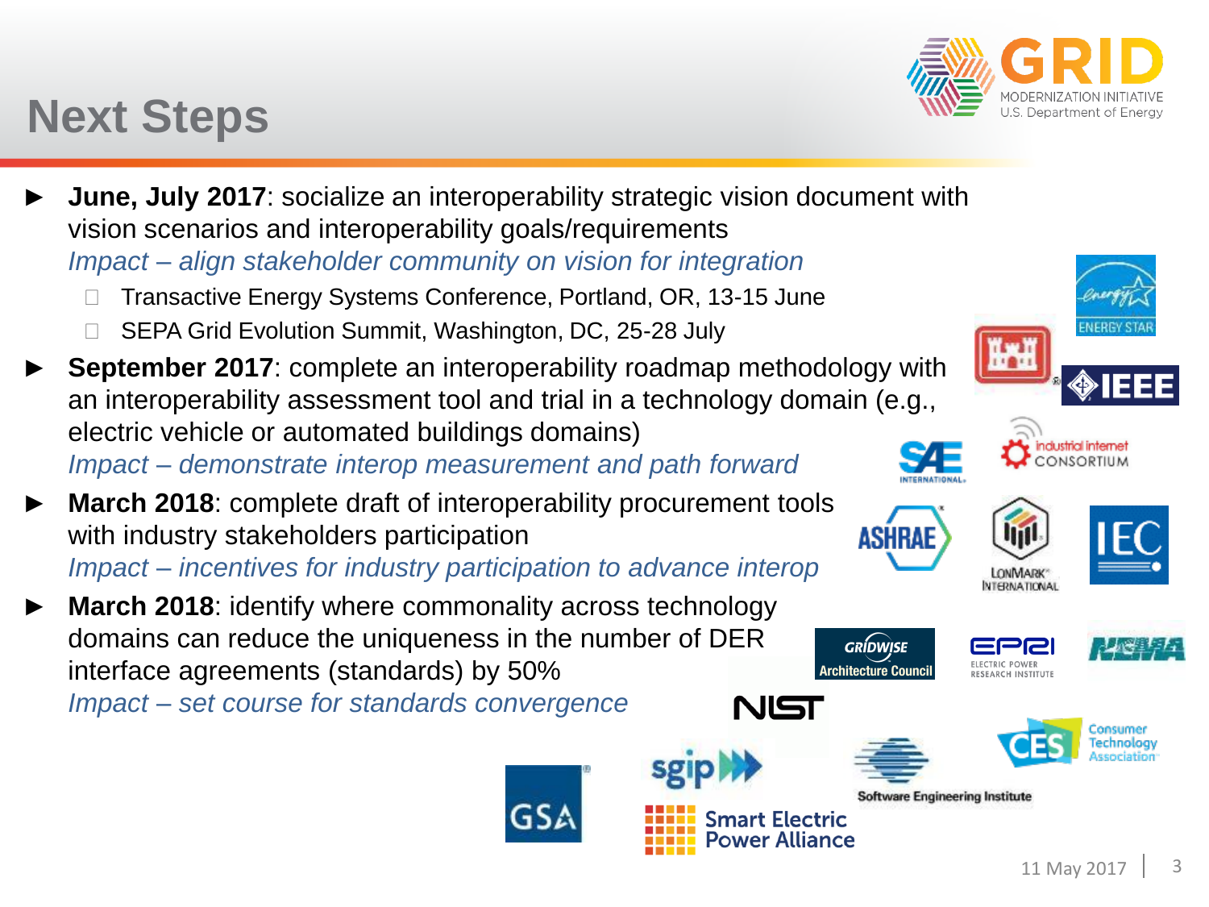# Next Steps

- **June, July 2017**: socialize an interoperability strategic vision document with vision scenarios and interoperability goals/requirements
  *Impact – align stakeholder community on vision for integration*
  - Transactive Energy Systems Conference, Portland, OR, 13-15 June
  - SEPA Grid Evolution Summit, Washington, DC, 25-28 July
- **September 2017**: complete an interoperability roadmap methodology with an interoperability assessment tool and trial in a technology domain (e.g., electric vehicle or automated buildings domains)
  *Impact – demonstrate interop measurement and path forward*
- **March 2018**: complete draft of interoperability procurement tools with industry stakeholders participation
  *Impact – incentives for industry participation to advance interop*
- **March 2018**: identify where commonality across technology domains can reduce the uniqueness in the number of DER interface agreements (standards) by 50%
  *Impact – set course for standards convergence*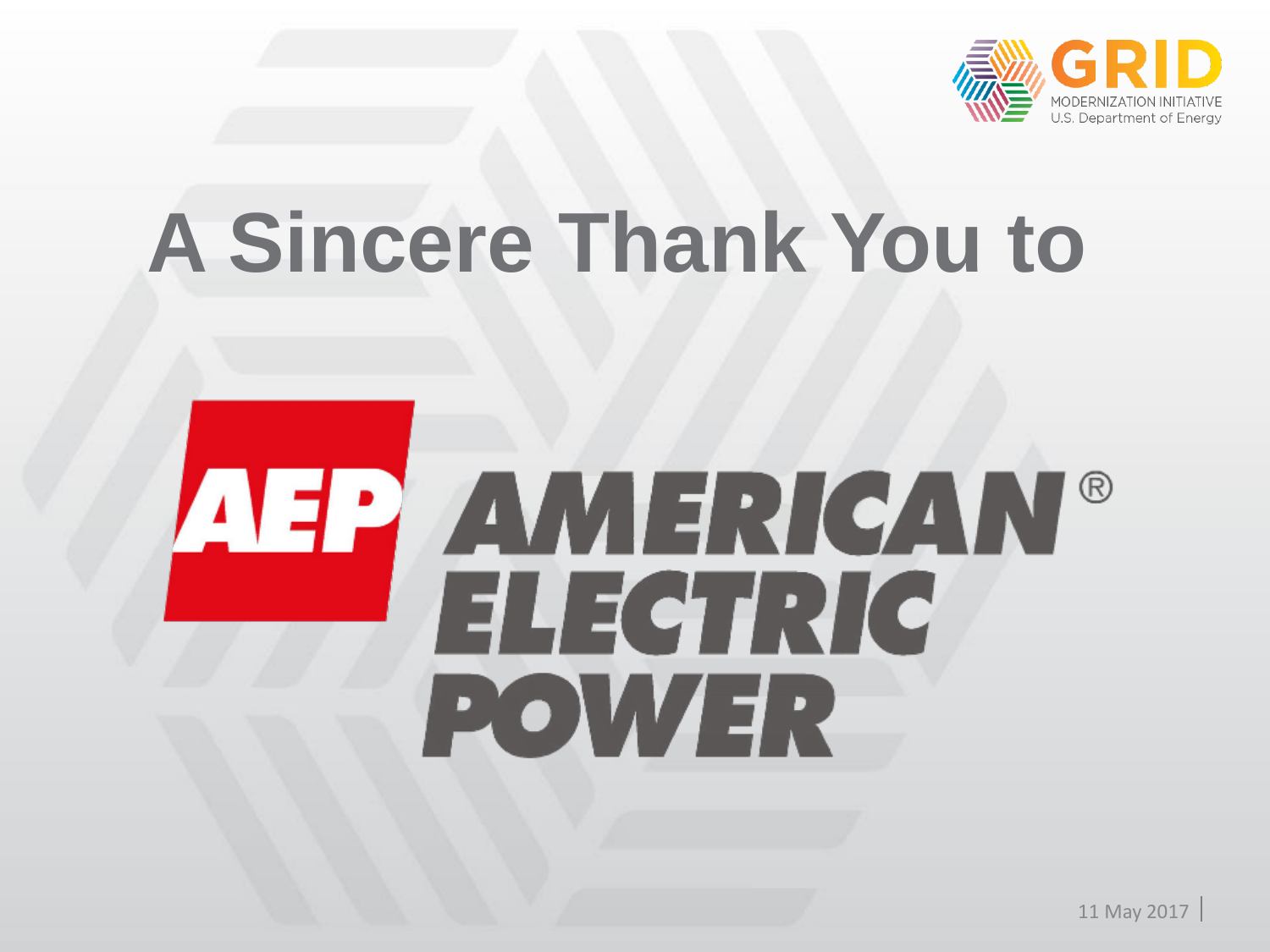# A Sincere Thank You to

AEP AMERICAN® ELECTRIC POWER

11 May 2017